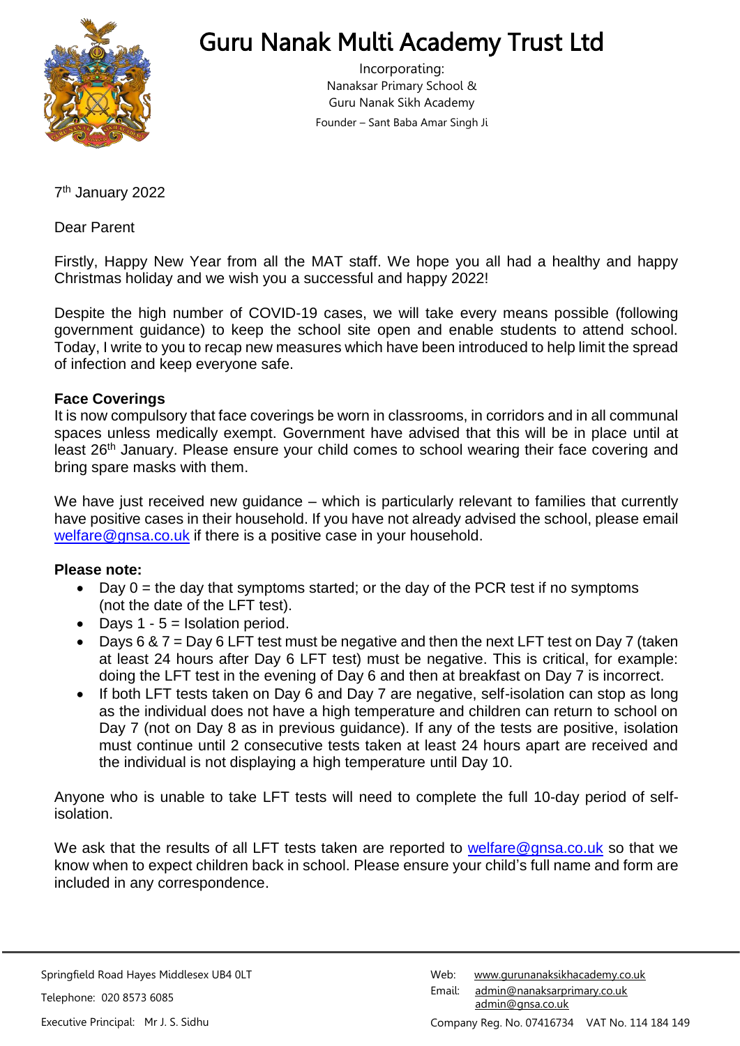# Guru Nanak Multi Academy Trust Ltd

Incorporating:
Nanaksar Primary School &
Guru Nanak Sikh Academy
Founder – Sant Baba Amar Singh Ji

7th January 2022

Dear Parent

Firstly, Happy New Year from all the MAT staff. We hope you all had a healthy and happy Christmas holiday and we wish you a successful and happy 2022!

Despite the high number of COVID-19 cases, we will take every means possible (following government guidance) to keep the school site open and enable students to attend school. Today, I write to you to recap new measures which have been introduced to help limit the spread of infection and keep everyone safe.

**Face Coverings**
It is now compulsory that face coverings be worn in classrooms, in corridors and in all communal spaces unless medically exempt. Government have advised that this will be in place until at least 26th January. Please ensure your child comes to school wearing their face covering and bring spare masks with them.

We have just received new guidance – which is particularly relevant to families that currently have positive cases in their household. If you have not already advised the school, please email welfare@gnsa.co.uk if there is a positive case in your household.

**Please note:**

- Day 0 = the day that symptoms started; or the day of the PCR test if no symptoms (not the date of the LFT test).
- Days 1 - 5 = Isolation period.
- Days 6 & 7 = Day 6 LFT test must be negative and then the next LFT test on Day 7 (taken at least 24 hours after Day 6 LFT test) must be negative. This is critical, for example: doing the LFT test in the evening of Day 6 and then at breakfast on Day 7 is incorrect.
- If both LFT tests taken on Day 6 and Day 7 are negative, self-isolation can stop as long as the individual does not have a high temperature and children can return to school on Day 7 (not on Day 8 as in previous guidance). If any of the tests are positive, isolation must continue until 2 consecutive tests taken at least 24 hours apart are received and the individual is not displaying a high temperature until Day 10.

Anyone who is unable to take LFT tests will need to complete the full 10-day period of self-isolation.

We ask that the results of all LFT tests taken are reported to welfare@gnsa.co.uk so that we know when to expect children back in school. Please ensure your child's full name and form are included in any correspondence.

Springfield Road Hayes Middlesex UB4 0LT
Telephone: 020 8573 6085
Executive Principal: Mr J. S. Sidhu

Web: www.gurunanaksikhacademy.co.uk
Email: admin@nanaksarprimary.co.uk
admin@gnsa.co.uk
Company Reg. No. 07416734 VAT No. 114 184 149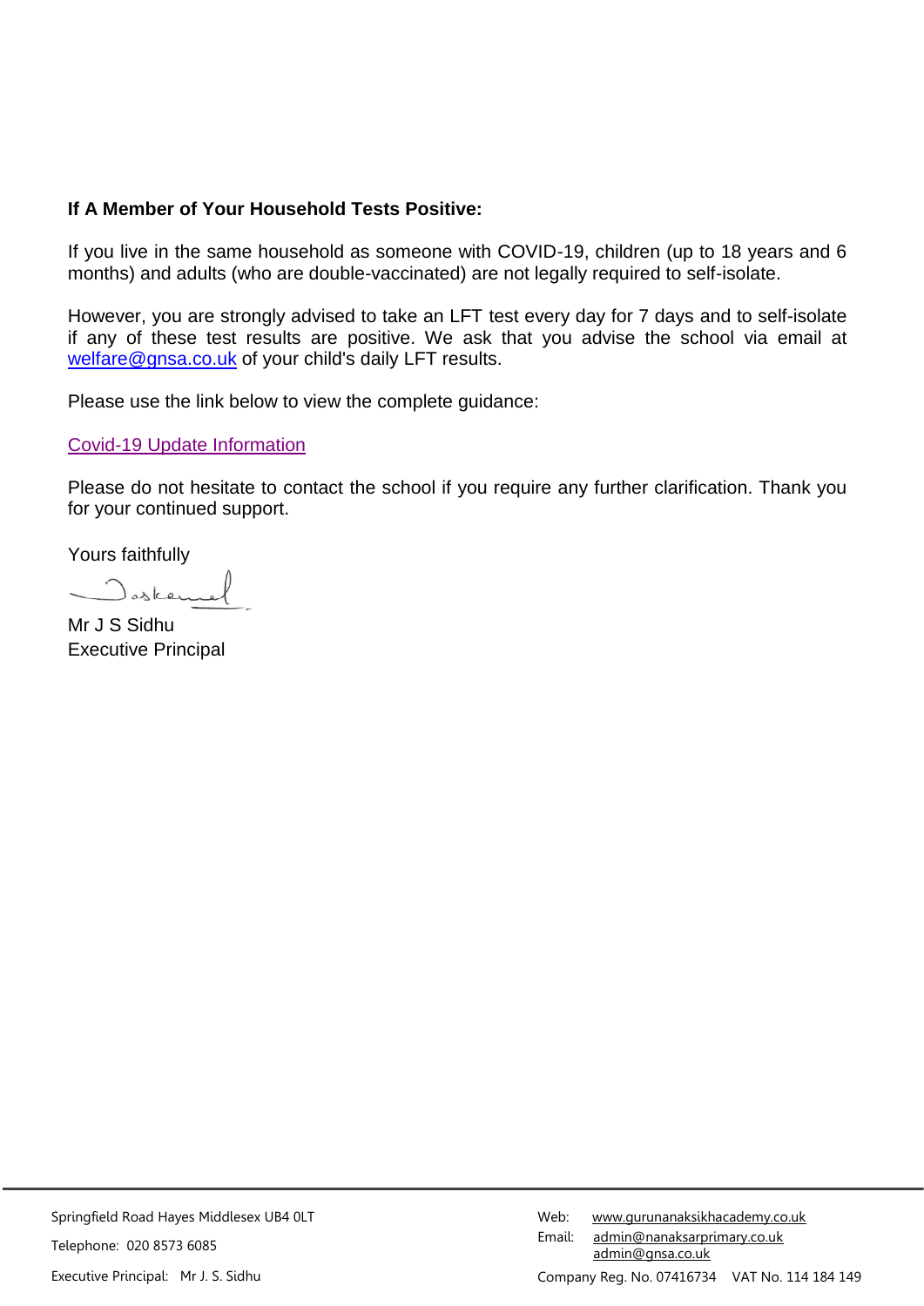**If A Member of Your Household Tests Positive:**

If you live in the same household as someone with COVID-19, children (up to 18 years and 6 months) and adults (who are double-vaccinated) are not legally required to self-isolate.

However, you are strongly advised to take an LFT test every day for 7 days and to self-isolate if any of these test results are positive. We ask that you advise the school via email at welfare@gnsa.co.uk of your child's daily LFT results.

Please use the link below to view the complete guidance:

Covid-19 Update Information

Please do not hesitate to contact the school if you require any further clarification. Thank you for your continued support.

Yours faithfully

Mr J S Sidhu
Executive Principal

Springfield Road Hayes Middlesex UB4 0LT
Telephone: 020 8573 6085
Executive Principal: Mr J. S. Sidhu

Web: www.gurunanaksikhacademy.co.uk
Email: admin@nanaksarprimary.co.uk
admin@gnsa.co.uk
Company Reg. No. 07416734 VAT No. 114 184 149